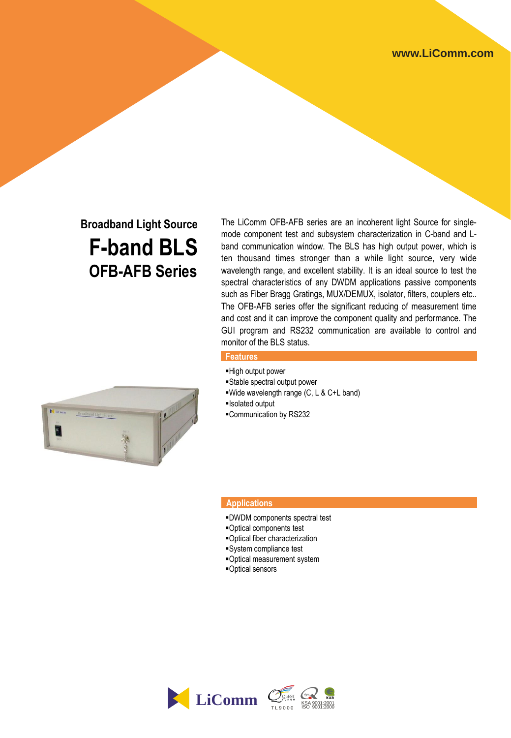www.LiComm.com

## Broadband Light Source

# F-band BLS

## OFB-AFB Series

The LiComm OFB-AFB series are an incoherent light Source for single-mode component test and subsystem characterization in C-band and L-band communication window. The BLS has high output power, which is ten thousand times stronger than a while light source, very wide wavelength range, and excellent stability. It is an ideal source to test the spectral characteristics of any DWDM applications passive components such as Fiber Bragg Gratings, MUX/DEMUX, isolator, filters, couplers etc.. The OFB-AFB series offer the significant reducing of measurement time and cost and it can improve the component quality and performance. The GUI program and RS232 communication are available to control and monitor of the BLS status.

### Features

- High output power
- Stable spectral output power
- Wide wavelength range (C, L & C+L band)
- Isolated output
- Communication by RS232

### Applications

- DWDM components spectral test
- Optical components test
- Optical fiber characterization
- System compliance test
- Optical measurement system
- Optical sensors

LiComm

TL9000 KSA 9001:2001 ISO 9001:2000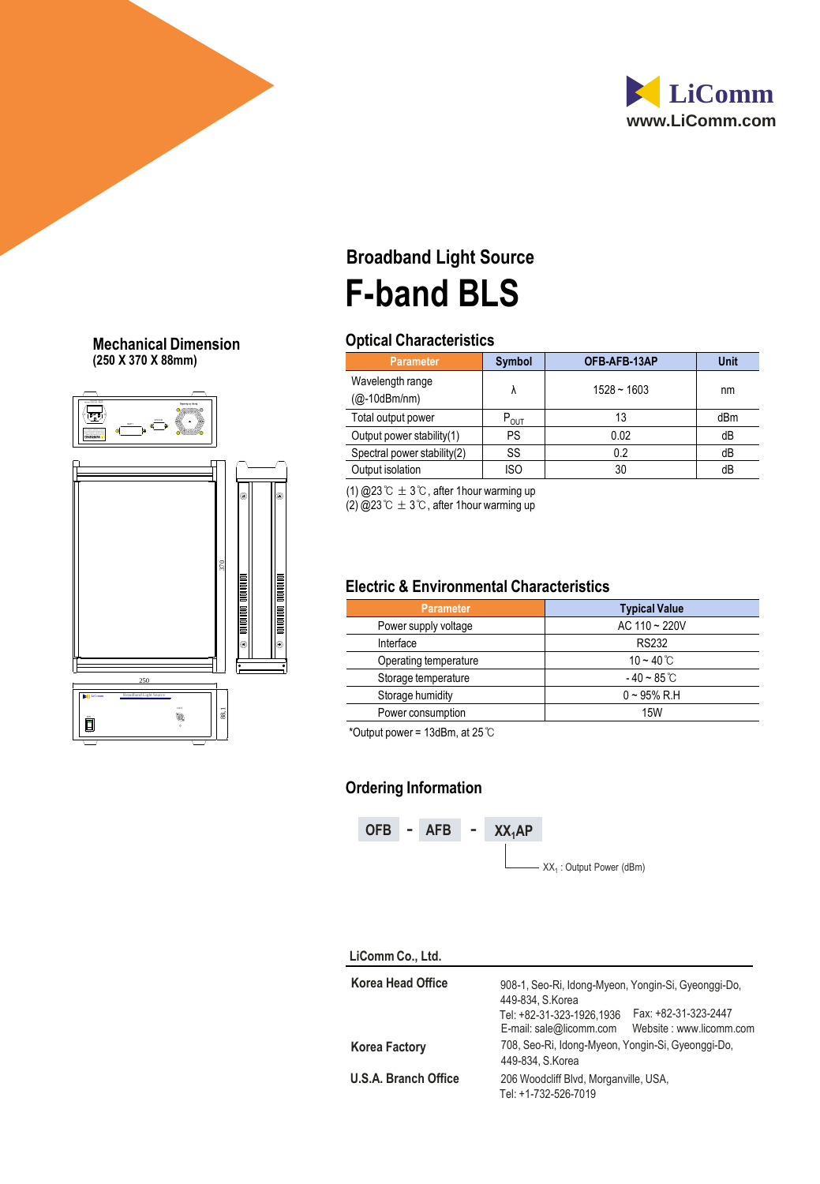LiComm
www.LiComm.com

# Broadband Light Source

# F-band BLS

## Mechanical Dimension

**(250 X 370 X 88mm)**

250

370

88.1

## Optical Characteristics

| Parameter | Symbol | OFB-AFB-13AP | Unit |
|---|---|---|---|
| Wavelength range (@-10dBm/nm) | λ | 1528 ~ 1603 | nm |
| Total output power | $P_{OUT}$ | 13 | dBm |
| Output power stability(1) | PS | 0.02 | dB |
| Spectral power stability(2) | SS | 0.2 | dB |
| Output isolation | ISO | 30 | dB |

(1) @23℃ ± 3℃, after 1hour warming up
(2) @23℃ ± 3℃, after 1hour warming up

## Electric & Environmental Characteristics

| Parameter | Typical Value |
|---|---|
| Power supply voltage | AC 110 ~ 220V |
| Interface | RS232 |
| Operating temperature | 10 ~ 40℃ |
| Storage temperature | - 40 ~ 85℃ |
| Storage humidity | 0 ~ 95% R.H |
| Power consumption | 15W |

*Output power = 13dBm, at 25℃

## Ordering Information

**OFB** - **AFB** - **$XX_1$AP**

$XX_1$ : Output Power (dBm)

**LiComm Co., Ltd.**

**Korea Head Office**
908-1, Seo-Ri, Idong-Myeon, Yongin-Si, Gyeonggi-Do, 449-834, S.Korea
Tel: +82-31-323-1926,1936 Fax: +82-31-323-2447
E-mail: sale@licomm.com Website : www.licomm.com

**Korea Factory**
708, Seo-Ri, Idong-Myeon, Yongin-Si, Gyeonggi-Do, 449-834, S.Korea

**U.S.A. Branch Office**
206 Woodcliff Blvd, Morganville, USA,
Tel: +1-732-526-7019